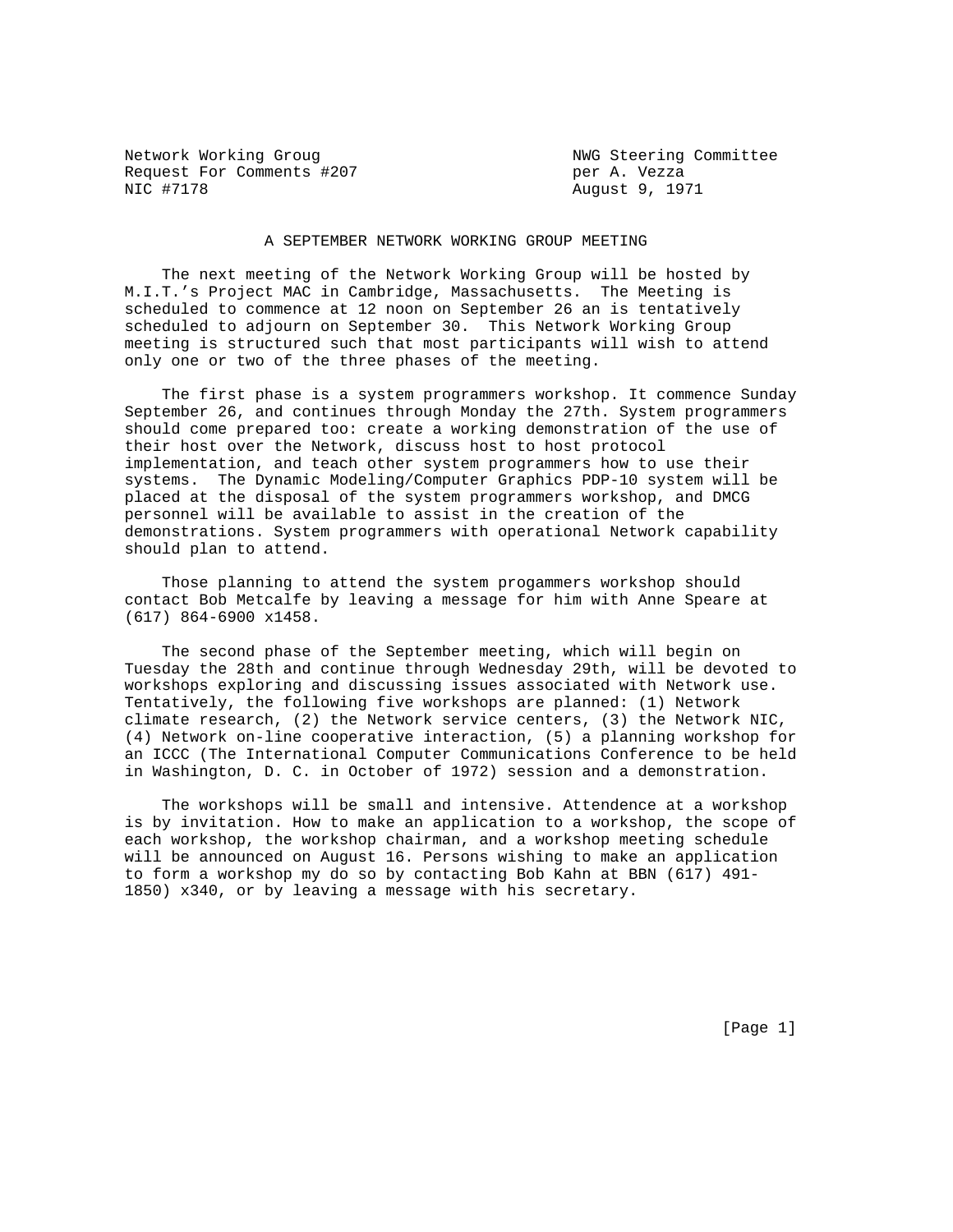Network Working Groug                                    NWG Steering Committee
Request For Comments #207                                per A. Vezza
NIC #7178                                                August 9, 1971

# A SEPTEMBER NETWORK WORKING GROUP MEETING

The next meeting of the Network Working Group will be hosted by M.I.T.'s Project MAC in Cambridge, Massachusetts. The Meeting is scheduled to commence at 12 noon on September 26 an is tentatively scheduled to adjourn on September 30. This Network Working Group meeting is structured such that most participants will wish to attend only one or two of the three phases of the meeting.

The first phase is a system programmers workshop. It commence Sunday September 26, and continues through Monday the 27th. System programmers should come prepared too: create a working demonstration of the use of their host over the Network, discuss host to host protocol implementation, and teach other system programmers how to use their systems. The Dynamic Modeling/Computer Graphics PDP-10 system will be placed at the disposal of the system programmers workshop, and DMCG personnel will be available to assist in the creation of the demonstrations. System programmers with operational Network capability should plan to attend.

Those planning to attend the system progammers workshop should contact Bob Metcalfe by leaving a message for him with Anne Speare at (617) 864-6900 x1458.

The second phase of the September meeting, which will begin on Tuesday the 28th and continue through Wednesday 29th, will be devoted to workshops exploring and discussing issues associated with Network use. Tentatively, the following five workshops are planned: (1) Network climate research, (2) the Network service centers, (3) the Network NIC, (4) Network on-line cooperative interaction, (5) a planning workshop for an ICCC (The International Computer Communications Conference to be held in Washington, D. C. in October of 1972) session and a demonstration.

The workshops will be small and intensive. Attendence at a workshop is by invitation. How to make an application to a workshop, the scope of each workshop, the workshop chairman, and a workshop meeting schedule will be announced on August 16. Persons wishing to make an application to form a workshop my do so by contacting Bob Kahn at BBN (617) 491-1850) x340, or by leaving a message with his secretary.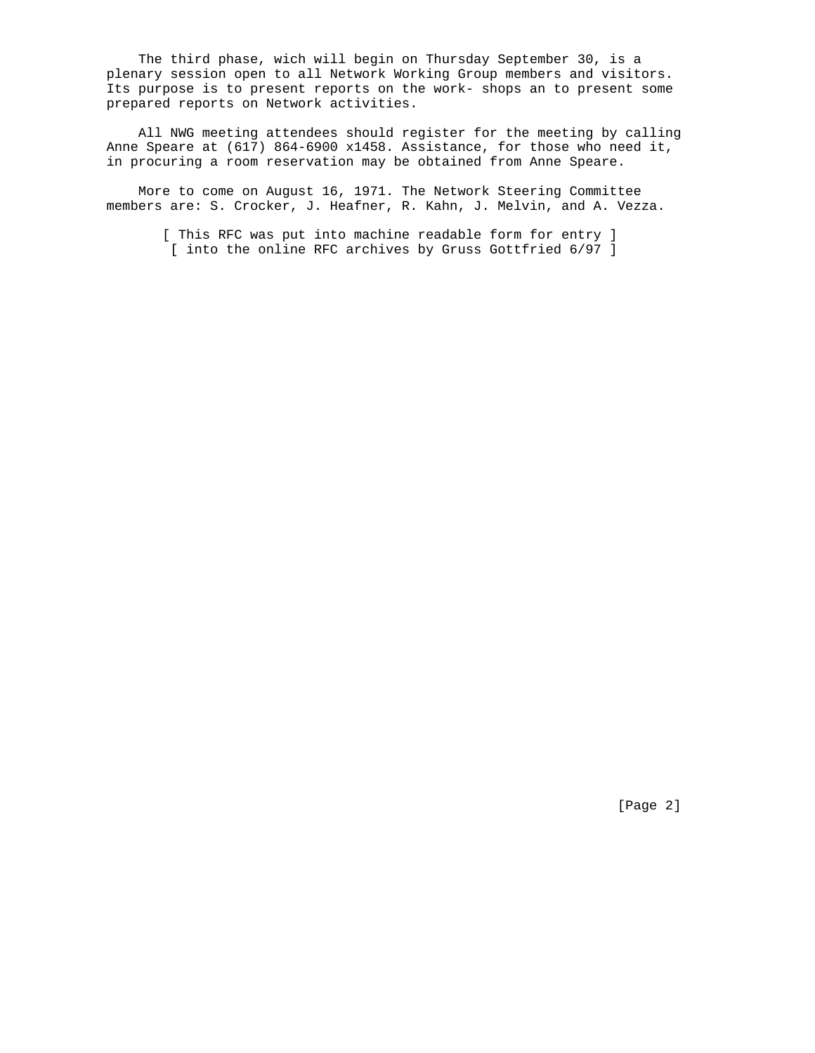The third phase, wich will begin on Thursday September 30, is a plenary session open to all Network Working Group members and visitors. Its purpose is to present reports on the work- shops an to present some prepared reports on Network activities.

All NWG meeting attendees should register for the meeting by calling Anne Speare at (617) 864-6900 x1458. Assistance, for those who need it, in procuring a room reservation may be obtained from Anne Speare.

More to come on August 16, 1971. The Network Steering Committee members are: S. Crocker, J. Heafner, R. Kahn, J. Melvin, and A. Vezza.

[ This RFC was put into machine readable form for entry ]
[ into the online RFC archives by Gruss Gottfried 6/97 ]